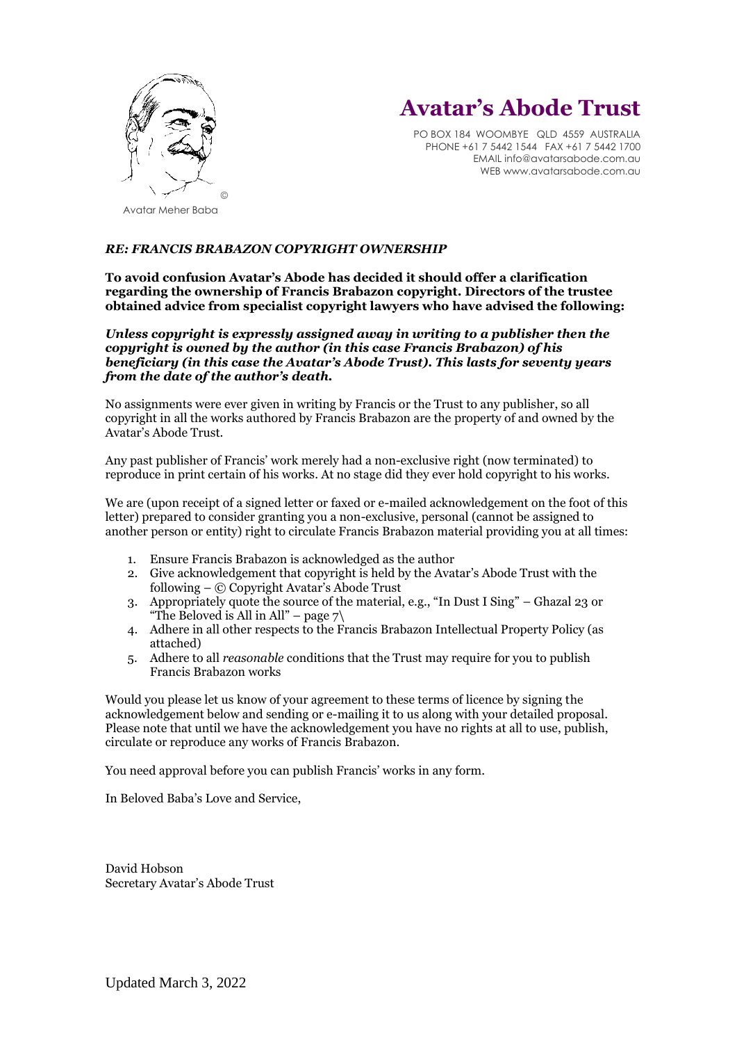Avatar Meher Baba

# Avatar's Abode Trust

PO BOX 184 WOOMBYE QLD 4559 AUSTRALIA
PHONE +61 7 5442 1544 FAX +61 7 5442 1700
EMAIL info@avatarsabode.com.au
WEB www.avatarsabode.com.au

***RE: FRANCIS BRABAZON COPYRIGHT OWNERSHIP***

**To avoid confusion Avatar's Abode has decided it should offer a clarification regarding the ownership of Francis Brabazon copyright. Directors of the trustee obtained advice from specialist copyright lawyers who have advised the following:**

***Unless copyright is expressly assigned away in writing to a publisher then the copyright is owned by the author (in this case Francis Brabazon) of his beneficiary (in this case the Avatar's Abode Trust). This lasts for seventy years from the date of the author's death.***

No assignments were ever given in writing by Francis or the Trust to any publisher, so all copyright in all the works authored by Francis Brabazon are the property of and owned by the Avatar's Abode Trust.

Any past publisher of Francis' work merely had a non-exclusive right (now terminated) to reproduce in print certain of his works. At no stage did they ever hold copyright to his works.

We are (upon receipt of a signed letter or faxed or e-mailed acknowledgement on the foot of this letter) prepared to consider granting you a non-exclusive, personal (cannot be assigned to another person or entity) right to circulate Francis Brabazon material providing you at all times:

1. Ensure Francis Brabazon is acknowledged as the author
2. Give acknowledgement that copyright is held by the Avatar's Abode Trust with the following – © Copyright Avatar's Abode Trust
3. Appropriately quote the source of the material, e.g., "In Dust I Sing" – Ghazal 23 or "The Beloved is All in All" – page 7\
4. Adhere in all other respects to the Francis Brabazon Intellectual Property Policy (as attached)
5. Adhere to all *reasonable* conditions that the Trust may require for you to publish Francis Brabazon works

Would you please let us know of your agreement to these terms of licence by signing the acknowledgement below and sending or e-mailing it to us along with your detailed proposal. Please note that until we have the acknowledgement you have no rights at all to use, publish, circulate or reproduce any works of Francis Brabazon.

You need approval before you can publish Francis' works in any form.

In Beloved Baba's Love and Service,

David Hobson
Secretary Avatar's Abode Trust

Updated March 3, 2022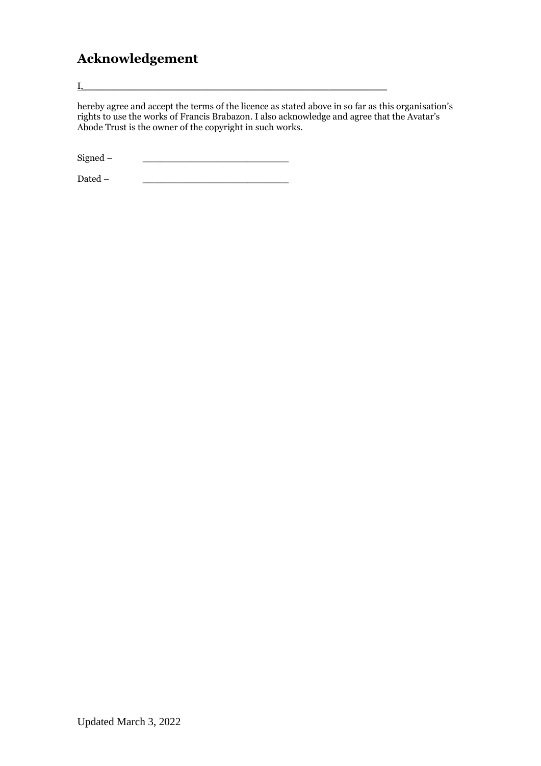# Acknowledgement

I,\_\_\_\_\_\_\_\_\_\_\_\_\_\_\_\_\_\_\_\_\_\_\_\_\_\_\_\_\_\_\_\_\_\_\_\_\_\_\_\_\_\_\_\_\_\_\_\_

hereby agree and accept the terms of the licence as stated above in so far as this organisation's rights to use the works of Francis Brabazon. I also acknowledge and agree that the Avatar's Abode Trust is the owner of the copyright in such works.

Signed – \_\_\_\_\_\_\_\_\_\_\_\_\_\_\_\_\_\_\_\_\_\_\_\_\_\_\_

Dated – \_\_\_\_\_\_\_\_\_\_\_\_\_\_\_\_\_\_\_\_\_\_\_\_\_\_\_

Updated March 3, 2022